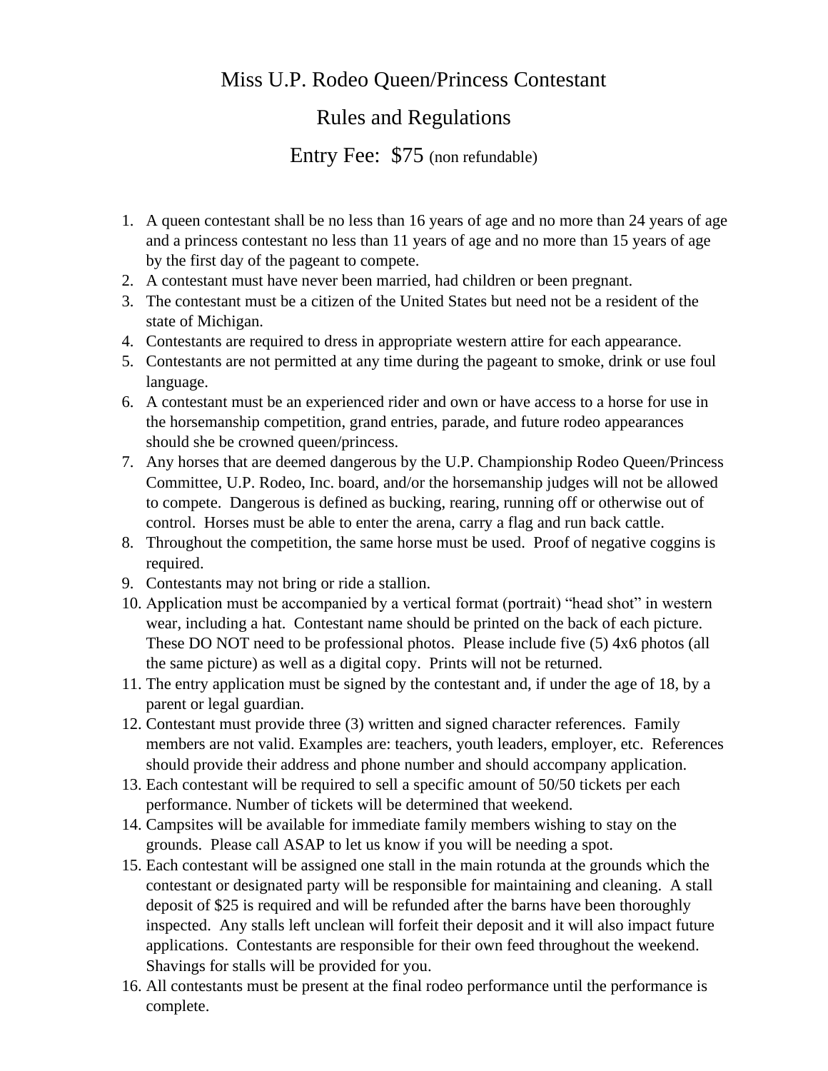# Miss U.P. Rodeo Queen/Princess Contestant

## Rules and Regulations

## Entry Fee: $75 (non refundable)

1. A queen contestant shall be no less than 16 years of age and no more than 24 years of age and a princess contestant no less than 11 years of age and no more than 15 years of age by the first day of the pageant to compete.
2. A contestant must have never been married, had children or been pregnant.
3. The contestant must be a citizen of the United States but need not be a resident of the state of Michigan.
4. Contestants are required to dress in appropriate western attire for each appearance.
5. Contestants are not permitted at any time during the pageant to smoke, drink or use foul language.
6. A contestant must be an experienced rider and own or have access to a horse for use in the horsemanship competition, grand entries, parade, and future rodeo appearances should she be crowned queen/princess.
7. Any horses that are deemed dangerous by the U.P. Championship Rodeo Queen/Princess Committee, U.P. Rodeo, Inc. board, and/or the horsemanship judges will not be allowed to compete. Dangerous is defined as bucking, rearing, running off or otherwise out of control. Horses must be able to enter the arena, carry a flag and run back cattle.
8. Throughout the competition, the same horse must be used. Proof of negative coggins is required.
9. Contestants may not bring or ride a stallion.
10. Application must be accompanied by a vertical format (portrait) "head shot" in western wear, including a hat. Contestant name should be printed on the back of each picture. These DO NOT need to be professional photos. Please include five (5) 4x6 photos (all the same picture) as well as a digital copy. Prints will not be returned.
11. The entry application must be signed by the contestant and, if under the age of 18, by a parent or legal guardian.
12. Contestant must provide three (3) written and signed character references. Family members are not valid. Examples are: teachers, youth leaders, employer, etc. References should provide their address and phone number and should accompany application.
13. Each contestant will be required to sell a specific amount of 50/50 tickets per each performance. Number of tickets will be determined that weekend.
14. Campsites will be available for immediate family members wishing to stay on the grounds. Please call ASAP to let us know if you will be needing a spot.
15. Each contestant will be assigned one stall in the main rotunda at the grounds which the contestant or designated party will be responsible for maintaining and cleaning. A stall deposit of $25 is required and will be refunded after the barns have been thoroughly inspected. Any stalls left unclean will forfeit their deposit and it will also impact future applications. Contestants are responsible for their own feed throughout the weekend. Shavings for stalls will be provided for you.
16. All contestants must be present at the final rodeo performance until the performance is complete.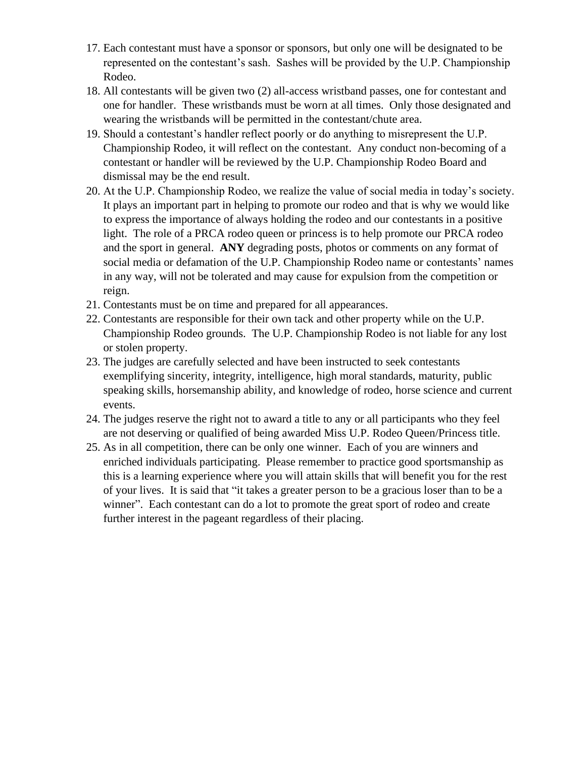17. Each contestant must have a sponsor or sponsors, but only one will be designated to be represented on the contestant's sash. Sashes will be provided by the U.P. Championship Rodeo.
18. All contestants will be given two (2) all-access wristband passes, one for contestant and one for handler. These wristbands must be worn at all times. Only those designated and wearing the wristbands will be permitted in the contestant/chute area.
19. Should a contestant's handler reflect poorly or do anything to misrepresent the U.P. Championship Rodeo, it will reflect on the contestant. Any conduct non-becoming of a contestant or handler will be reviewed by the U.P. Championship Rodeo Board and dismissal may be the end result.
20. At the U.P. Championship Rodeo, we realize the value of social media in today's society. It plays an important part in helping to promote our rodeo and that is why we would like to express the importance of always holding the rodeo and our contestants in a positive light. The role of a PRCA rodeo queen or princess is to help promote our PRCA rodeo and the sport in general. **ANY** degrading posts, photos or comments on any format of social media or defamation of the U.P. Championship Rodeo name or contestants' names in any way, will not be tolerated and may cause for expulsion from the competition or reign.
21. Contestants must be on time and prepared for all appearances.
22. Contestants are responsible for their own tack and other property while on the U.P. Championship Rodeo grounds. The U.P. Championship Rodeo is not liable for any lost or stolen property.
23. The judges are carefully selected and have been instructed to seek contestants exemplifying sincerity, integrity, intelligence, high moral standards, maturity, public speaking skills, horsemanship ability, and knowledge of rodeo, horse science and current events.
24. The judges reserve the right not to award a title to any or all participants who they feel are not deserving or qualified of being awarded Miss U.P. Rodeo Queen/Princess title.
25. As in all competition, there can be only one winner. Each of you are winners and enriched individuals participating. Please remember to practice good sportsmanship as this is a learning experience where you will attain skills that will benefit you for the rest of your lives. It is said that "it takes a greater person to be a gracious loser than to be a winner". Each contestant can do a lot to promote the great sport of rodeo and create further interest in the pageant regardless of their placing.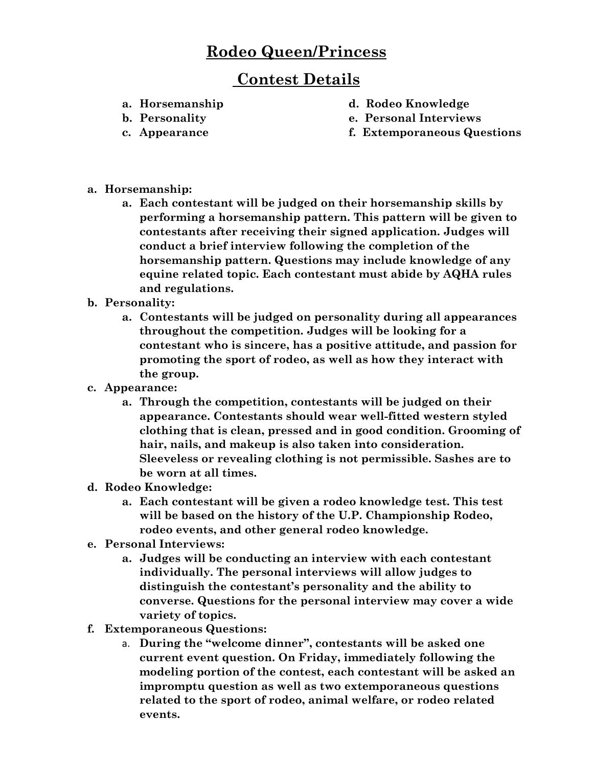# Rodeo Queen/Princess

## Contest Details

a. **Horsemanship**
b. **Personality**
c. **Appearance**
d. **Rodeo Knowledge**
e. **Personal Interviews**
f. **Extemporaneous Questions**

a. **Horsemanship:**
   a. **Each contestant will be judged on their horsemanship skills by performing a horsemanship pattern. This pattern will be given to contestants after receiving their signed application. Judges will conduct a brief interview following the completion of the horsemanship pattern. Questions may include knowledge of any equine related topic. Each contestant must abide by AQHA rules and regulations.**

b. **Personality:**
   a. **Contestants will be judged on personality during all appearances throughout the competition. Judges will be looking for a contestant who is sincere, has a positive attitude, and passion for promoting the sport of rodeo, as well as how they interact with the group.**

c. **Appearance:**
   a. **Through the competition, contestants will be judged on their appearance. Contestants should wear well-fitted western styled clothing that is clean, pressed and in good condition. Grooming of hair, nails, and makeup is also taken into consideration. Sleeveless or revealing clothing is not permissible. Sashes are to be worn at all times.**

d. **Rodeo Knowledge:**
   a. **Each contestant will be given a rodeo knowledge test. This test will be based on the history of the U.P. Championship Rodeo, rodeo events, and other general rodeo knowledge.**

e. **Personal Interviews:**
   a. **Judges will be conducting an interview with each contestant individually. The personal interviews will allow judges to distinguish the contestant's personality and the ability to converse. Questions for the personal interview may cover a wide variety of topics.**

f. **Extemporaneous Questions:**
   a. **During the "welcome dinner", contestants will be asked one current event question. On Friday, immediately following the modeling portion of the contest, each contestant will be asked an impromptu question as well as two extemporaneous questions related to the sport of rodeo, animal welfare, or rodeo related events.**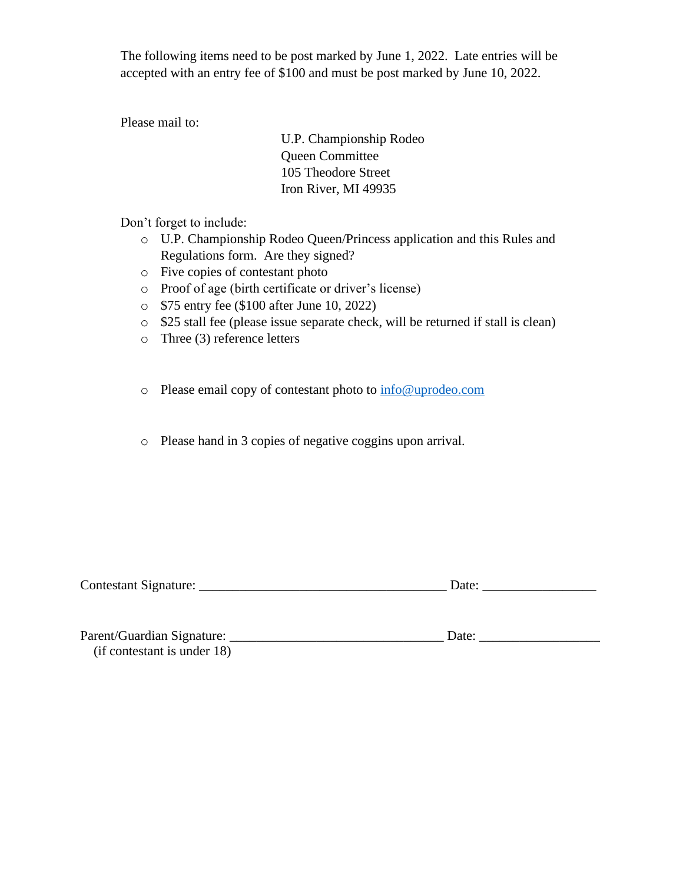The following items need to be post marked by June 1, 2022. Late entries will be accepted with an entry fee of $100 and must be post marked by June 10, 2022.

Please mail to:

U.P. Championship Rodeo  
Queen Committee  
105 Theodore Street  
Iron River, MI 49935

Don't forget to include:

- U.P. Championship Rodeo Queen/Princess application and this Rules and Regulations form. Are they signed?
- Five copies of contestant photo
- Proof of age (birth certificate or driver's license)
- $75 entry fee ($100 after June 10, 2022)
- $25 stall fee (please issue separate check, will be returned if stall is clean)
- Three (3) reference letters

- Please email copy of contestant photo to info@uprodeo.com

- Please hand in 3 copies of negative coggins upon arrival.

Contestant Signature: ____________________________________ Date: ________________

Parent/Guardian Signature: _______________________________ Date: _________________  
(if contestant is under 18)